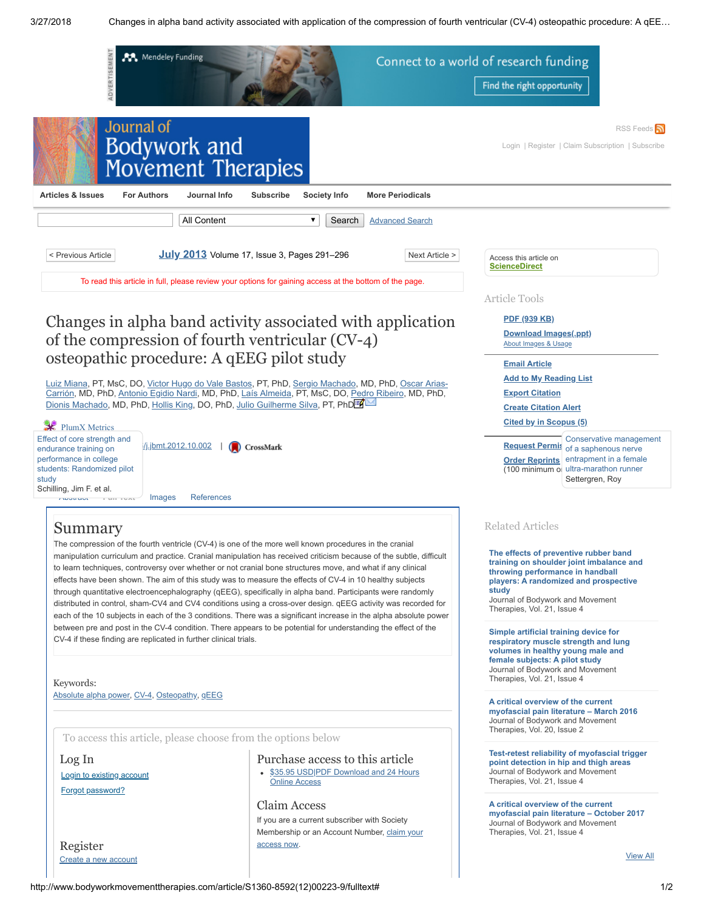# Changes in alpha band activity associated with application of the compression of fourth ventricular (CV-4) osteopathic procedure: A qEEG pilot study

Luiz Miana, PT, MSc, DO, Victor Hugo do Vale Bastos, PT, PhD, Sergio Machado, MD, PhD, Oscar Arias-Carrión, MD, PhD, Antonio Egidio Nardi, MD, PhD, Laís Almeida, PT, MSc, DO, Pedro Ribeiro, MD, PhD, Dionis Machado, MD, PhD, Hollis King, DO, PhD, Julio Guilherme Silva, PT, PhD

July 2013 Volume 17, Issue 3, Pages 291–296

DOI: http://dx.doi.org/10.1016/j.jbmt.2012.10.002

## Summary

The compression of the fourth ventricle (CV-4) is one of the more well known procedures in the cranial manipulation curriculum and practice. Cranial manipulation has received criticism because of the subtle, difficult to learn techniques, controversy over whether or not cranial bone structures move, and what if any clinical effects have been shown. The aim of this study was to measure the effects of CV-4 in 10 healthy subjects through quantitative electroencephalography (qEEG), specifically in alpha band. Participants were randomly distributed in control, sham-CV4 and CV4 conditions using a cross-over design. qEEG activity was recorded for each of the 10 subjects in each of the 3 conditions. There was a significant increase in the alpha absolute power between pre and post in the CV-4 condition. There appears to be potential for understanding the effect of the CV-4 if these finding are replicated in further clinical trials.

Keywords:
Absolute alpha power, CV-4, Osteopathy, qEEG